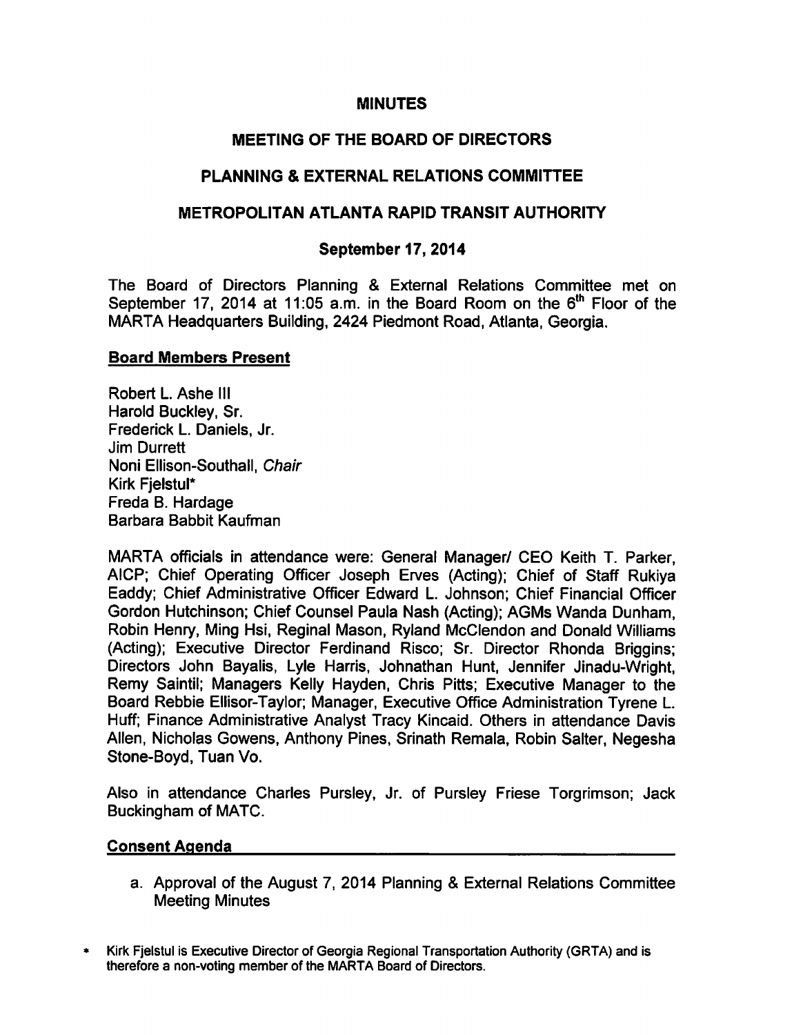# MINUTES

## MEETING OF THE BOARD OF DIRECTORS

## PLANNING & EXTERNAL RELATIONS COMMITTEE

## METROPOLITAN ATLANTA RAPID TRANSIT AUTHORITY

### September 17, 2014

The Board of Directors Planning & External Relations Committee met on September 17, 2014 at 11:05 a.m. in the Board Room on the 6th Floor of the MARTA Headquarters Building, 2424 Piedmont Road, Atlanta, Georgia.

**Board Members Present**

Robert L. Ashe III
Harold Buckley, Sr.
Frederick L. Daniels, Jr.
Jim Durrett
Noni Ellison-Southall, *Chair*
Kirk Fjelstul*
Freda B. Hardage
Barbara Babbit Kaufman

MARTA officials in attendance were: General Manager/ CEO Keith T. Parker, AICP; Chief Operating Officer Joseph Erves (Acting); Chief of Staff Rukiya Eaddy; Chief Administrative Officer Edward L. Johnson; Chief Financial Officer Gordon Hutchinson; Chief Counsel Paula Nash (Acting); AGMs Wanda Dunham, Robin Henry, Ming Hsi, Reginal Mason, Ryland McClendon and Donald Williams (Acting); Executive Director Ferdinand Risco; Sr. Director Rhonda Briggins; Directors John Bayalis, Lyle Harris, Johnathan Hunt, Jennifer Jinadu-Wright, Remy Saintil; Managers Kelly Hayden, Chris Pitts; Executive Manager to the Board Rebbie Ellisor-Taylor; Manager, Executive Office Administration Tyrene L. Huff; Finance Administrative Analyst Tracy Kincaid. Others in attendance Davis Allen, Nicholas Gowens, Anthony Pines, Srinath Remala, Robin Salter, Negesha Stone-Boyd, Tuan Vo.

Also in attendance Charles Pursley, Jr. of Pursley Friese Torgrimson; Jack Buckingham of MATC.

**Consent Agenda**

a. Approval of the August 7, 2014 Planning & External Relations Committee Meeting Minutes

* Kirk Fjelstul is Executive Director of Georgia Regional Transportation Authority (GRTA) and is therefore a non-voting member of the MARTA Board of Directors.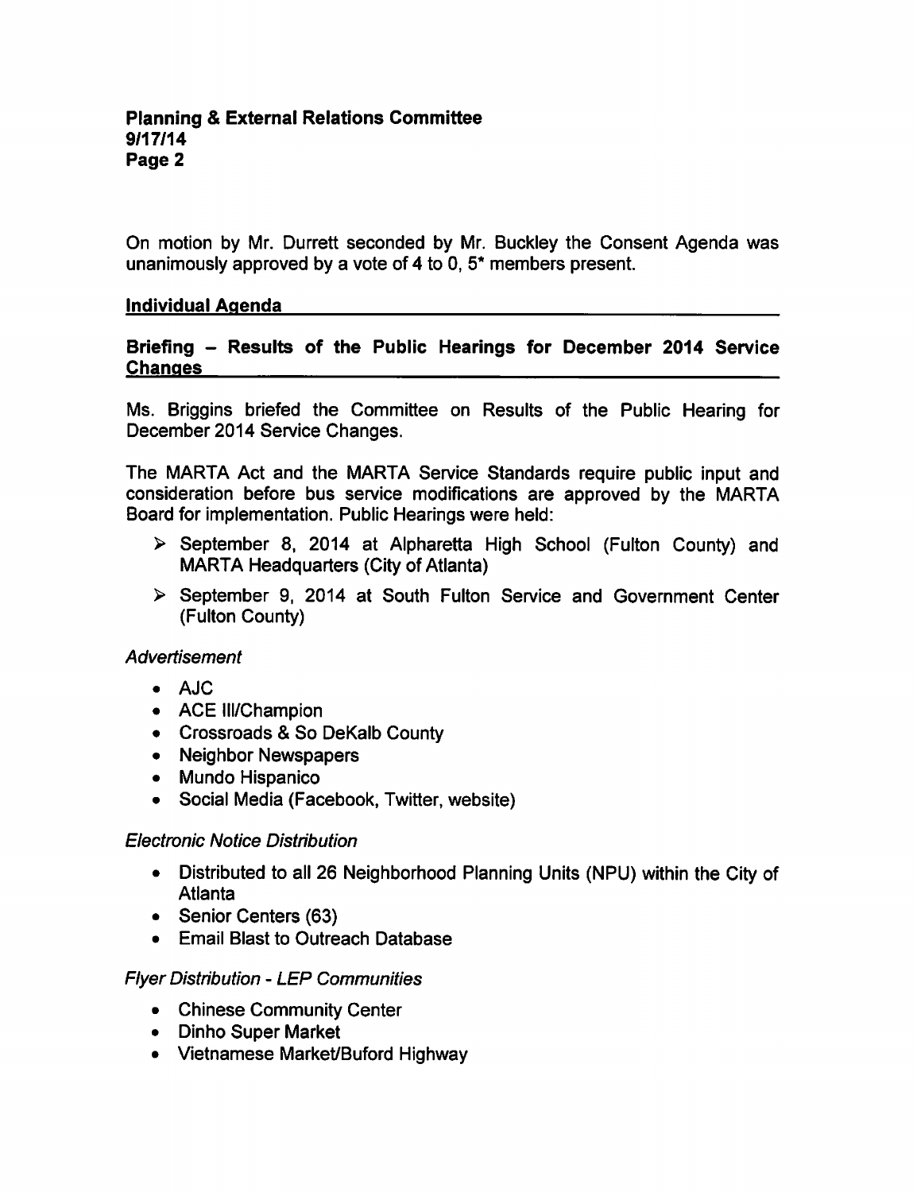On motion by Mr. Durrett seconded by Mr. Buckley the Consent Agenda was unanimously approved by a vote of 4 to 0, 5* members present.

## Individual Agenda

### Briefing – Results of the Public Hearings for December 2014 Service Changes

Ms. Briggins briefed the Committee on Results of the Public Hearing for December 2014 Service Changes.

The MARTA Act and the MARTA Service Standards require public input and consideration before bus service modifications are approved by the MARTA Board for implementation. Public Hearings were held:

- September 8, 2014 at Alpharetta High School (Fulton County) and MARTA Headquarters (City of Atlanta)
- September 9, 2014 at South Fulton Service and Government Center (Fulton County)

*Advertisement*

- AJC
- ACE III/Champion
- Crossroads & So DeKalb County
- Neighbor Newspapers
- Mundo Hispanico
- Social Media (Facebook, Twitter, website)

*Electronic Notice Distribution*

- Distributed to all 26 Neighborhood Planning Units (NPU) within the City of Atlanta
- Senior Centers (63)
- Email Blast to Outreach Database

*Flyer Distribution - LEP Communities*

- Chinese Community Center
- Dinho Super Market
- Vietnamese Market/Buford Highway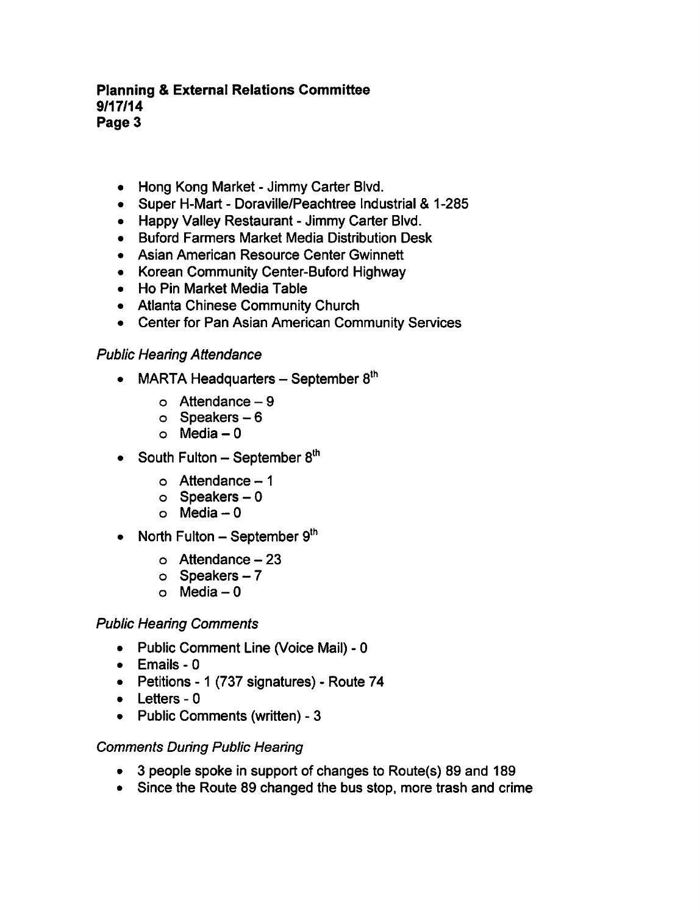- Hong Kong Market - Jimmy Carter Blvd.
- Super H-Mart - Doraville/Peachtree Industrial & 1-285
- Happy Valley Restaurant - Jimmy Carter Blvd.
- Buford Farmers Market Media Distribution Desk
- Asian American Resource Center Gwinnett
- Korean Community Center-Buford Highway
- Ho Pin Market Media Table
- Atlanta Chinese Community Church
- Center for Pan Asian American Community Services

*Public Hearing Attendance*

- MARTA Headquarters – September 8th
  - Attendance – 9
  - Speakers – 6
  - Media – 0
- South Fulton – September 8th
  - Attendance – 1
  - Speakers – 0
  - Media – 0
- North Fulton – September 9th
  - Attendance – 23
  - Speakers – 7
  - Media – 0

*Public Hearing Comments*

- Public Comment Line (Voice Mail) - 0
- Emails - 0
- Petitions - 1 (737 signatures) - Route 74
- Letters - 0
- Public Comments (written) - 3

*Comments During Public Hearing*

- 3 people spoke in support of changes to Route(s) 89 and 189
- Since the Route 89 changed the bus stop, more trash and crime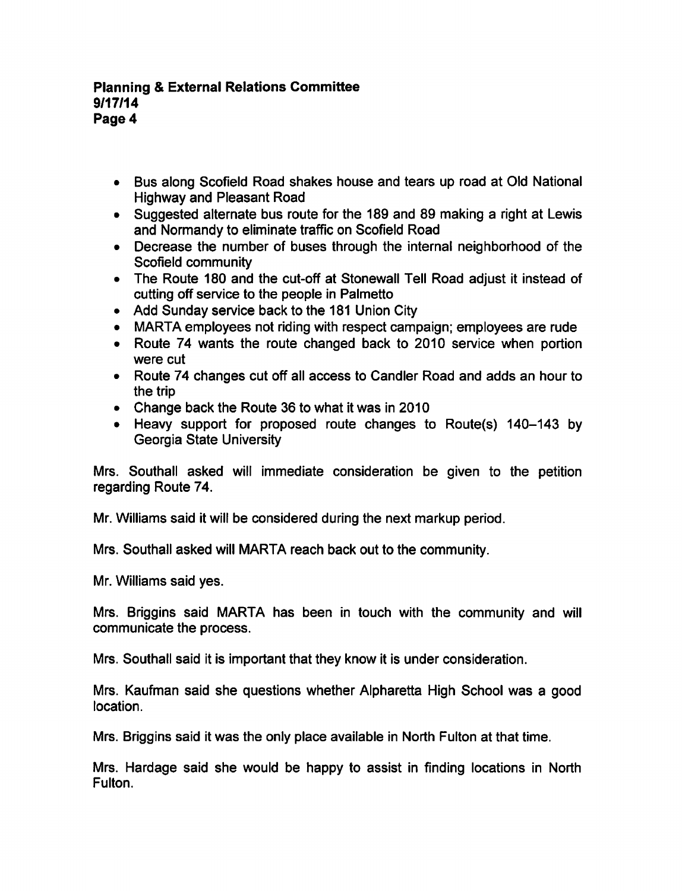- Bus along Scofield Road shakes house and tears up road at Old National Highway and Pleasant Road
- Suggested alternate bus route for the 189 and 89 making a right at Lewis and Normandy to eliminate traffic on Scofield Road
- Decrease the number of buses through the internal neighborhood of the Scofield community
- The Route 180 and the cut-off at Stonewall Tell Road adjust it instead of cutting off service to the people in Palmetto
- Add Sunday service back to the 181 Union City
- MARTA employees not riding with respect campaign; employees are rude
- Route 74 wants the route changed back to 2010 service when portion were cut
- Route 74 changes cut off all access to Candler Road and adds an hour to the trip
- Change back the Route 36 to what it was in 2010
- Heavy support for proposed route changes to Route(s) 140–143 by Georgia State University

Mrs. Southall asked will immediate consideration be given to the petition regarding Route 74.

Mr. Williams said it will be considered during the next markup period.

Mrs. Southall asked will MARTA reach back out to the community.

Mr. Williams said yes.

Mrs. Briggins said MARTA has been in touch with the community and will communicate the process.

Mrs. Southall said it is important that they know it is under consideration.

Mrs. Kaufman said she questions whether Alpharetta High School was a good location.

Mrs. Briggins said it was the only place available in North Fulton at that time.

Mrs. Hardage said she would be happy to assist in finding locations in North Fulton.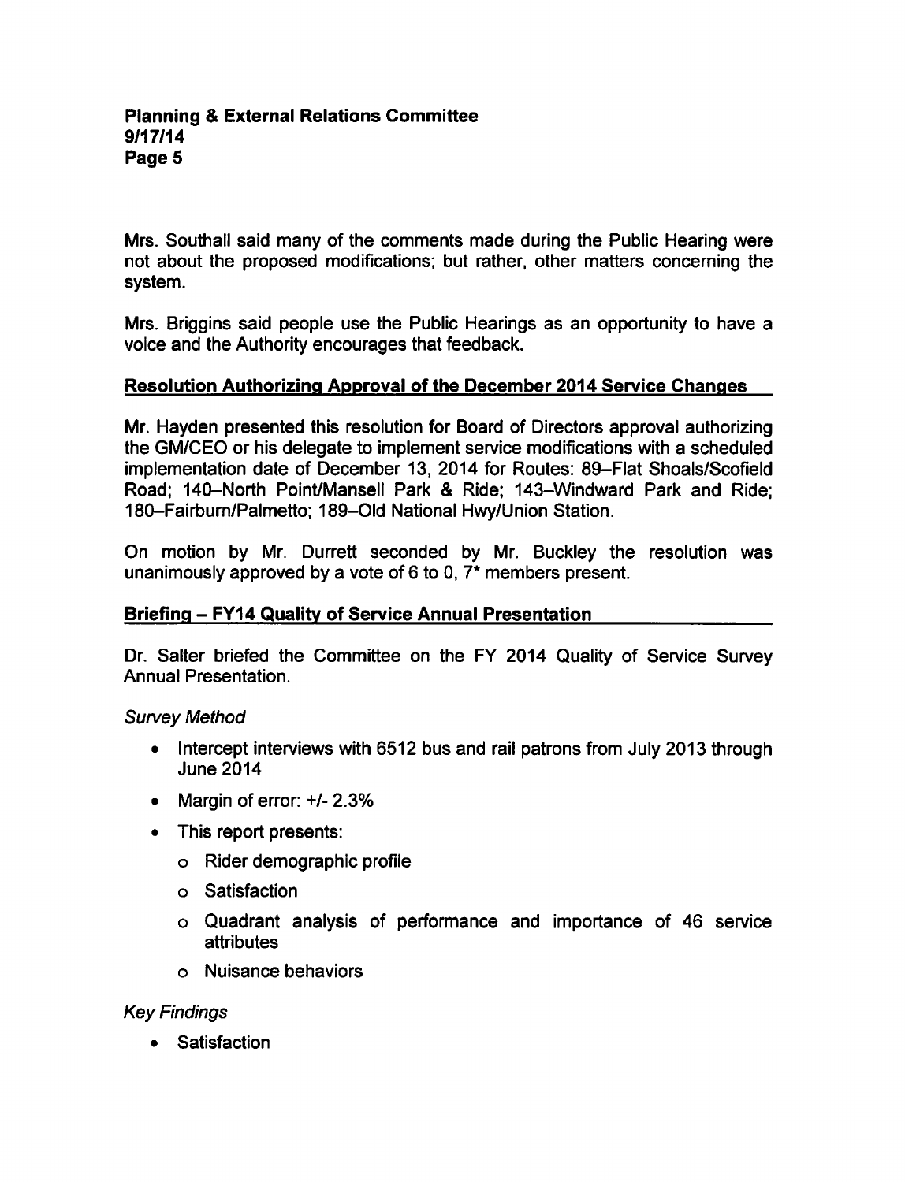Mrs. Southall said many of the comments made during the Public Hearing were not about the proposed modifications; but rather, other matters concerning the system.

Mrs. Briggins said people use the Public Hearings as an opportunity to have a voice and the Authority encourages that feedback.

**Resolution Authorizing Approval of the December 2014 Service Changes**

Mr. Hayden presented this resolution for Board of Directors approval authorizing the GM/CEO or his delegate to implement service modifications with a scheduled implementation date of December 13, 2014 for Routes: 89–Flat Shoals/Scofield Road; 140–North Point/Mansell Park & Ride; 143–Windward Park and Ride; 180–Fairburn/Palmetto; 189–Old National Hwy/Union Station.

On motion by Mr. Durrett seconded by Mr. Buckley the resolution was unanimously approved by a vote of 6 to 0, 7* members present.

**Briefing – FY14 Quality of Service Annual Presentation**

Dr. Salter briefed the Committee on the FY 2014 Quality of Service Survey Annual Presentation.

*Survey Method*

- Intercept interviews with 6512 bus and rail patrons from July 2013 through June 2014
- Margin of error: +/- 2.3%
- This report presents:
  - Rider demographic profile
  - Satisfaction
  - Quadrant analysis of performance and importance of 46 service attributes
  - Nuisance behaviors

*Key Findings*

- Satisfaction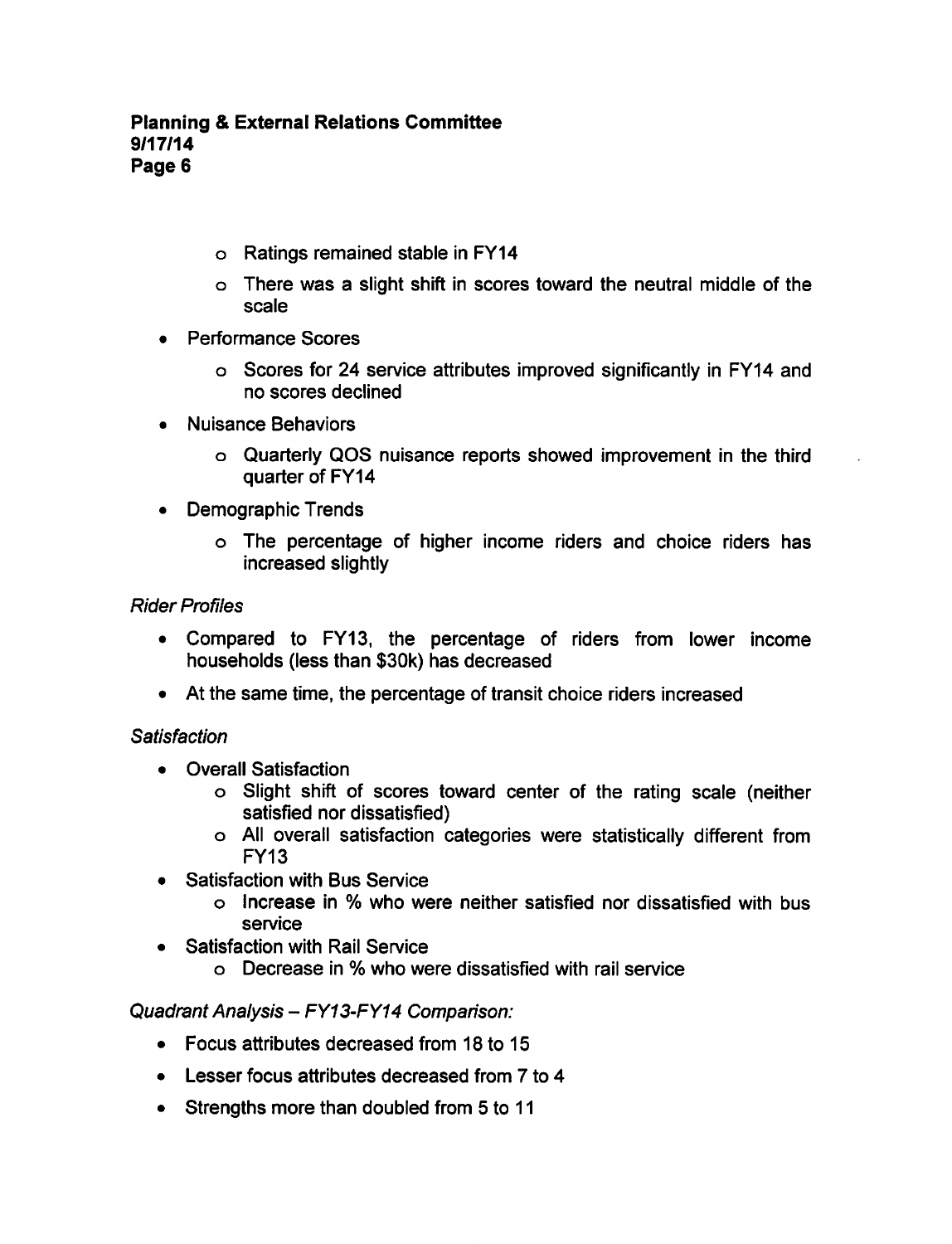- Ratings remained stable in FY14
  - There was a slight shift in scores toward the neutral middle of the scale
- Performance Scores
  - Scores for 24 service attributes improved significantly in FY14 and no scores declined
- Nuisance Behaviors
  - Quarterly QOS nuisance reports showed improvement in the third quarter of FY14
- Demographic Trends
  - The percentage of higher income riders and choice riders has increased slightly

*Rider Profiles*

- Compared to FY13, the percentage of riders from lower income households (less than $30k) has decreased
- At the same time, the percentage of transit choice riders increased

*Satisfaction*

- Overall Satisfaction
  - Slight shift of scores toward center of the rating scale (neither satisfied nor dissatisfied)
  - All overall satisfaction categories were statistically different from FY13
- Satisfaction with Bus Service
  - Increase in % who were neither satisfied nor dissatisfied with bus service
- Satisfaction with Rail Service
  - Decrease in % who were dissatisfied with rail service

*Quadrant Analysis – FY13-FY14 Comparison:*

- Focus attributes decreased from 18 to 15
- Lesser focus attributes decreased from 7 to 4
- Strengths more than doubled from 5 to 11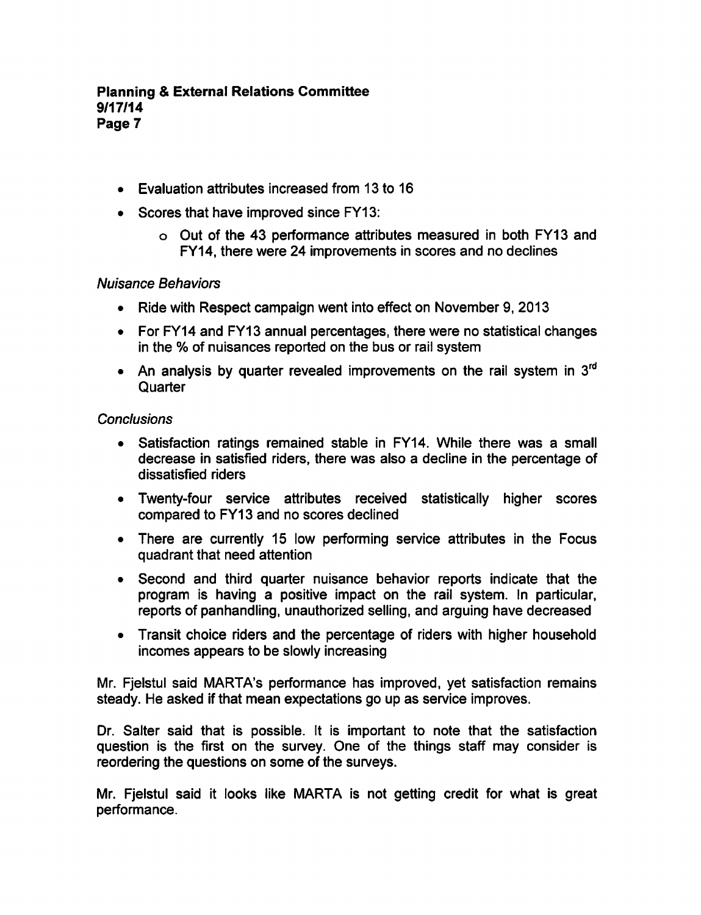- Evaluation attributes increased from 13 to 16
- Scores that have improved since FY13:
  - Out of the 43 performance attributes measured in both FY13 and FY14, there were 24 improvements in scores and no declines

*Nuisance Behaviors*

- Ride with Respect campaign went into effect on November 9, 2013
- For FY14 and FY13 annual percentages, there were no statistical changes in the % of nuisances reported on the bus or rail system
- An analysis by quarter revealed improvements on the rail system in 3rd Quarter

*Conclusions*

- Satisfaction ratings remained stable in FY14. While there was a small decrease in satisfied riders, there was also a decline in the percentage of dissatisfied riders
- Twenty-four service attributes received statistically higher scores compared to FY13 and no scores declined
- There are currently 15 low performing service attributes in the Focus quadrant that need attention
- Second and third quarter nuisance behavior reports indicate that the program is having a positive impact on the rail system. In particular, reports of panhandling, unauthorized selling, and arguing have decreased
- Transit choice riders and the percentage of riders with higher household incomes appears to be slowly increasing

Mr. Fjelstul said MARTA's performance has improved, yet satisfaction remains steady. He asked if that mean expectations go up as service improves.

Dr. Salter said that is possible. It is important to note that the satisfaction question is the first on the survey. One of the things staff may consider is reordering the questions on some of the surveys.

Mr. Fjelstul said it looks like MARTA is not getting credit for what is great performance.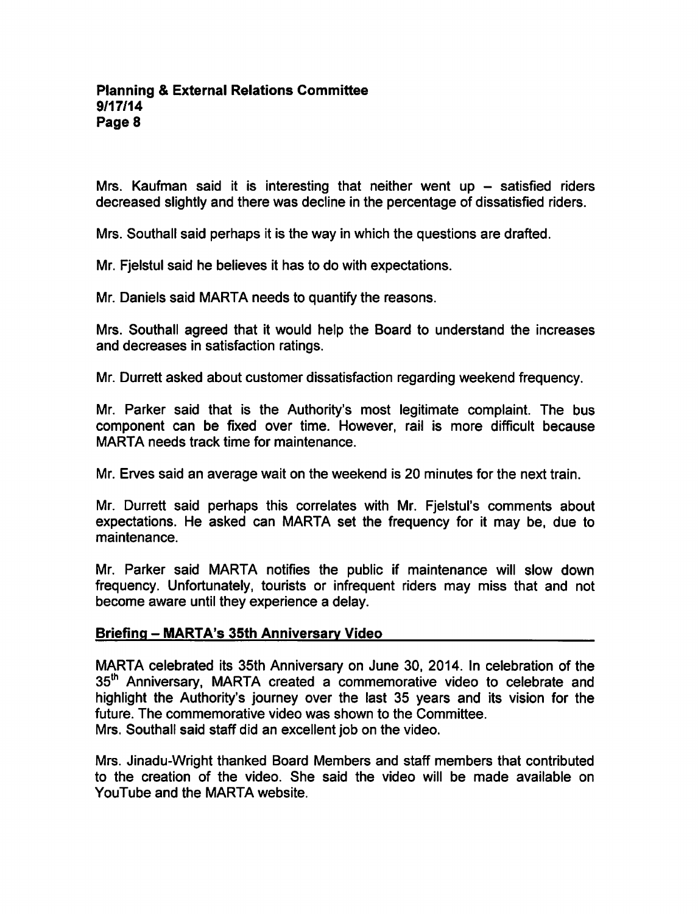Mrs. Kaufman said it is interesting that neither went up – satisfied riders decreased slightly and there was decline in the percentage of dissatisfied riders.

Mrs. Southall said perhaps it is the way in which the questions are drafted.

Mr. Fjelstul said he believes it has to do with expectations.

Mr. Daniels said MARTA needs to quantify the reasons.

Mrs. Southall agreed that it would help the Board to understand the increases and decreases in satisfaction ratings.

Mr. Durrett asked about customer dissatisfaction regarding weekend frequency.

Mr. Parker said that is the Authority's most legitimate complaint. The bus component can be fixed over time. However, rail is more difficult because MARTA needs track time for maintenance.

Mr. Erves said an average wait on the weekend is 20 minutes for the next train.

Mr. Durrett said perhaps this correlates with Mr. Fjelstul's comments about expectations. He asked can MARTA set the frequency for it may be, due to maintenance.

Mr. Parker said MARTA notifies the public if maintenance will slow down frequency. Unfortunately, tourists or infrequent riders may miss that and not become aware until they experience a delay.

## Briefing – MARTA's 35th Anniversary Video

MARTA celebrated its 35th Anniversary on June 30, 2014. In celebration of the 35th Anniversary, MARTA created a commemorative video to celebrate and highlight the Authority's journey over the last 35 years and its vision for the future. The commemorative video was shown to the Committee.
Mrs. Southall said staff did an excellent job on the video.

Mrs. Jinadu-Wright thanked Board Members and staff members that contributed to the creation of the video. She said the video will be made available on YouTube and the MARTA website.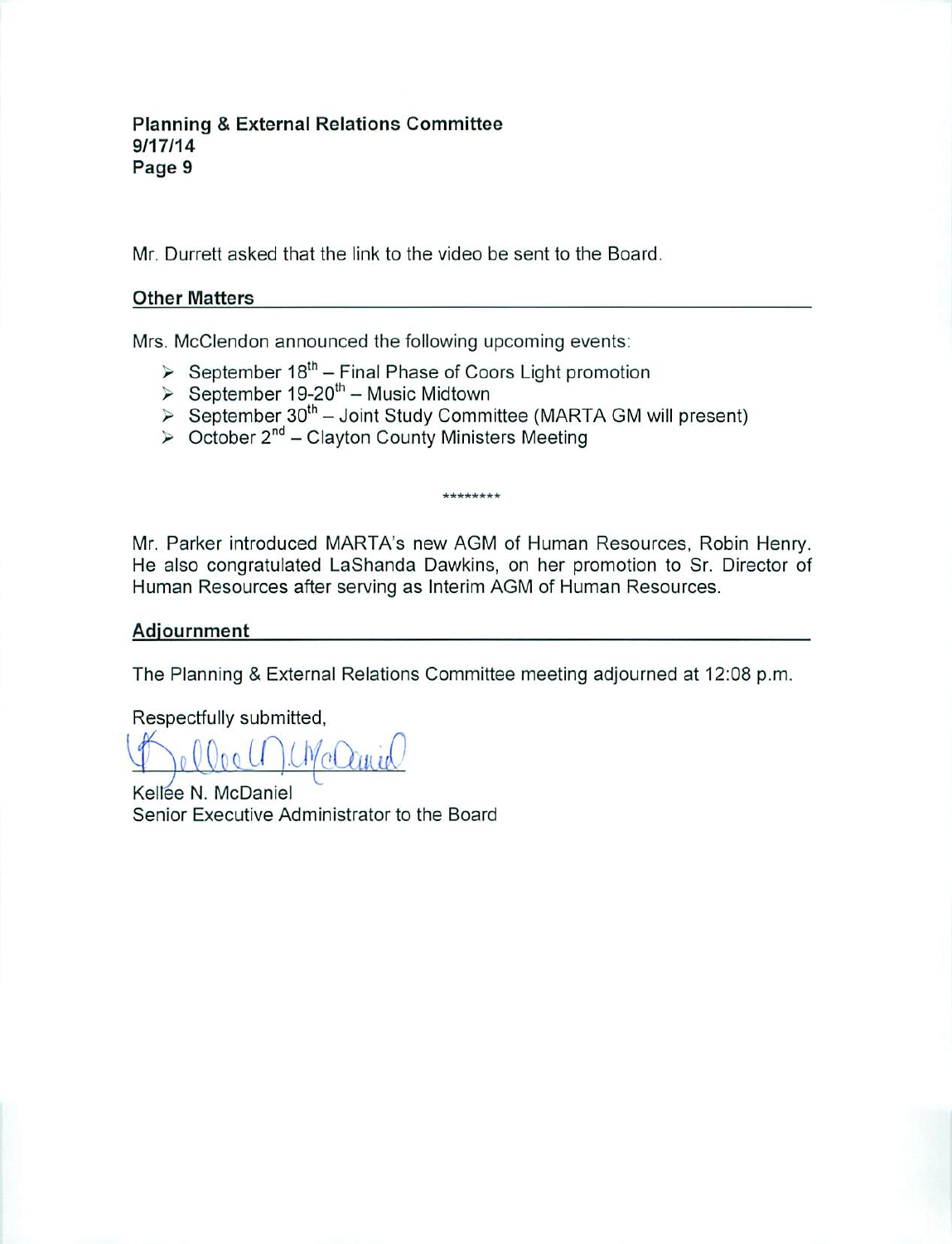Mr. Durrett asked that the link to the video be sent to the Board.

## Other Matters

Mrs. McClendon announced the following upcoming events:

- September 18th – Final Phase of Coors Light promotion
- September 19-20th – Music Midtown
- September 30th – Joint Study Committee (MARTA GM will present)
- October 2nd – Clayton County Ministers Meeting

********

Mr. Parker introduced MARTA's new AGM of Human Resources, Robin Henry. He also congratulated LaShanda Dawkins, on her promotion to Sr. Director of Human Resources after serving as Interim AGM of Human Resources.

## Adjournment

The Planning & External Relations Committee meeting adjourned at 12:08 p.m.

Respectfully submitted,

Kellee N. McDaniel
Senior Executive Administrator to the Board